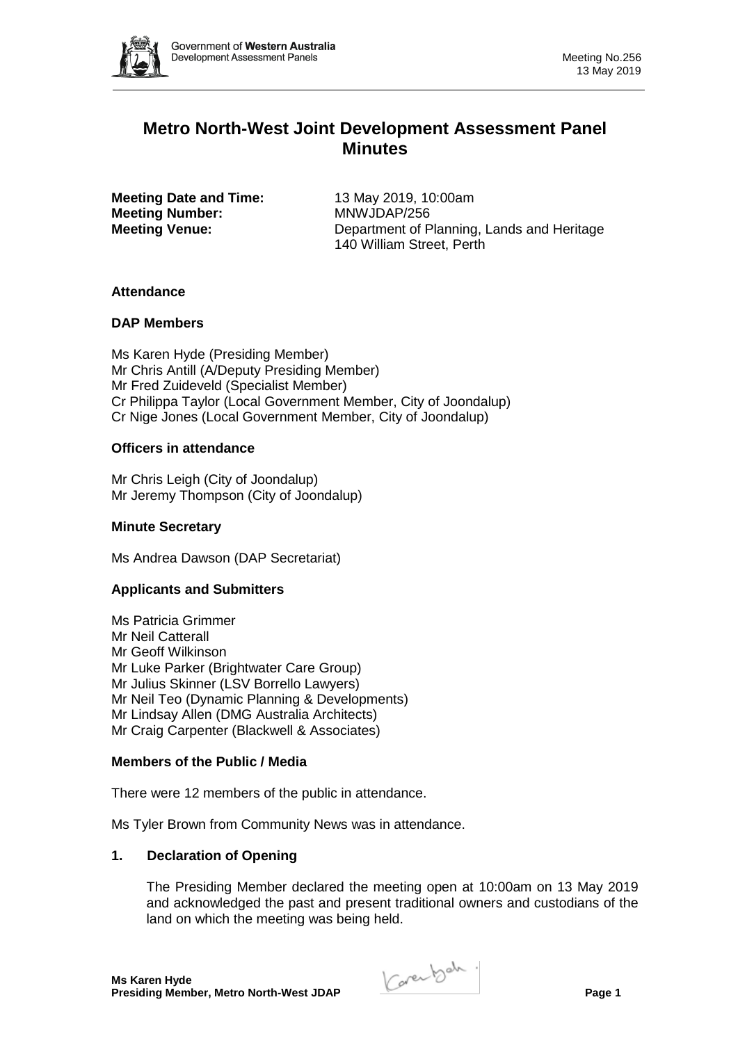# Metro North-West Joint Development Assessment Panel Minutes

**Meeting Date and Time:** 13 May 2019, 10:00am
**Meeting Number:** MNWJDAP/256
**Meeting Venue:** Department of Planning, Lands and Heritage
140 William Street, Perth

## Attendance

### DAP Members

Ms Karen Hyde (Presiding Member)
Mr Chris Antill (A/Deputy Presiding Member)
Mr Fred Zuideveld (Specialist Member)
Cr Philippa Taylor (Local Government Member, City of Joondalup)
Cr Nige Jones (Local Government Member, City of Joondalup)

### Officers in attendance

Mr Chris Leigh (City of Joondalup)
Mr Jeremy Thompson (City of Joondalup)

### Minute Secretary

Ms Andrea Dawson (DAP Secretariat)

### Applicants and Submitters

Ms Patricia Grimmer
Mr Neil Catterall
Mr Geoff Wilkinson
Mr Luke Parker (Brightwater Care Group)
Mr Julius Skinner (LSV Borrello Lawyers)
Mr Neil Teo (Dynamic Planning & Developments)
Mr Lindsay Allen (DMG Australia Architects)
Mr Craig Carpenter (Blackwell & Associates)

### Members of the Public / Media

There were 12 members of the public in attendance.

Ms Tyler Brown from Community News was in attendance.

## 1. Declaration of Opening

The Presiding Member declared the meeting open at 10:00am on 13 May 2019 and acknowledged the past and present traditional owners and custodians of the land on which the meeting was being held.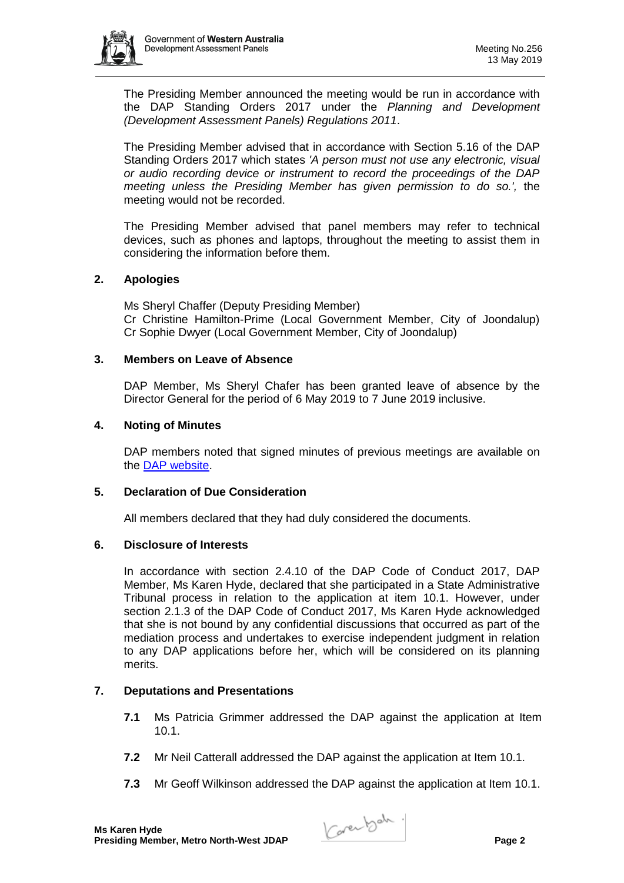The Presiding Member announced the meeting would be run in accordance with the DAP Standing Orders 2017 under the *Planning and Development (Development Assessment Panels) Regulations 2011*.

The Presiding Member advised that in accordance with Section 5.16 of the DAP Standing Orders 2017 which states *'A person must not use any electronic, visual or audio recording device or instrument to record the proceedings of the DAP meeting unless the Presiding Member has given permission to do so.',* the meeting would not be recorded.

The Presiding Member advised that panel members may refer to technical devices, such as phones and laptops, throughout the meeting to assist them in considering the information before them.

## 2. Apologies

Ms Sheryl Chaffer (Deputy Presiding Member)
Cr Christine Hamilton-Prime (Local Government Member, City of Joondalup)
Cr Sophie Dwyer (Local Government Member, City of Joondalup)

## 3. Members on Leave of Absence

DAP Member, Ms Sheryl Chafer has been granted leave of absence by the Director General for the period of 6 May 2019 to 7 June 2019 inclusive.

## 4. Noting of Minutes

DAP members noted that signed minutes of previous meetings are available on the DAP website.

## 5. Declaration of Due Consideration

All members declared that they had duly considered the documents.

## 6. Disclosure of Interests

In accordance with section 2.4.10 of the DAP Code of Conduct 2017, DAP Member, Ms Karen Hyde, declared that she participated in a State Administrative Tribunal process in relation to the application at item 10.1. However, under section 2.1.3 of the DAP Code of Conduct 2017, Ms Karen Hyde acknowledged that she is not bound by any confidential discussions that occurred as part of the mediation process and undertakes to exercise independent judgment in relation to any DAP applications before her, which will be considered on its planning merits.

## 7. Deputations and Presentations

**7.1** Ms Patricia Grimmer addressed the DAP against the application at Item 10.1.

**7.2** Mr Neil Catterall addressed the DAP against the application at Item 10.1.

**7.3** Mr Geoff Wilkinson addressed the DAP against the application at Item 10.1.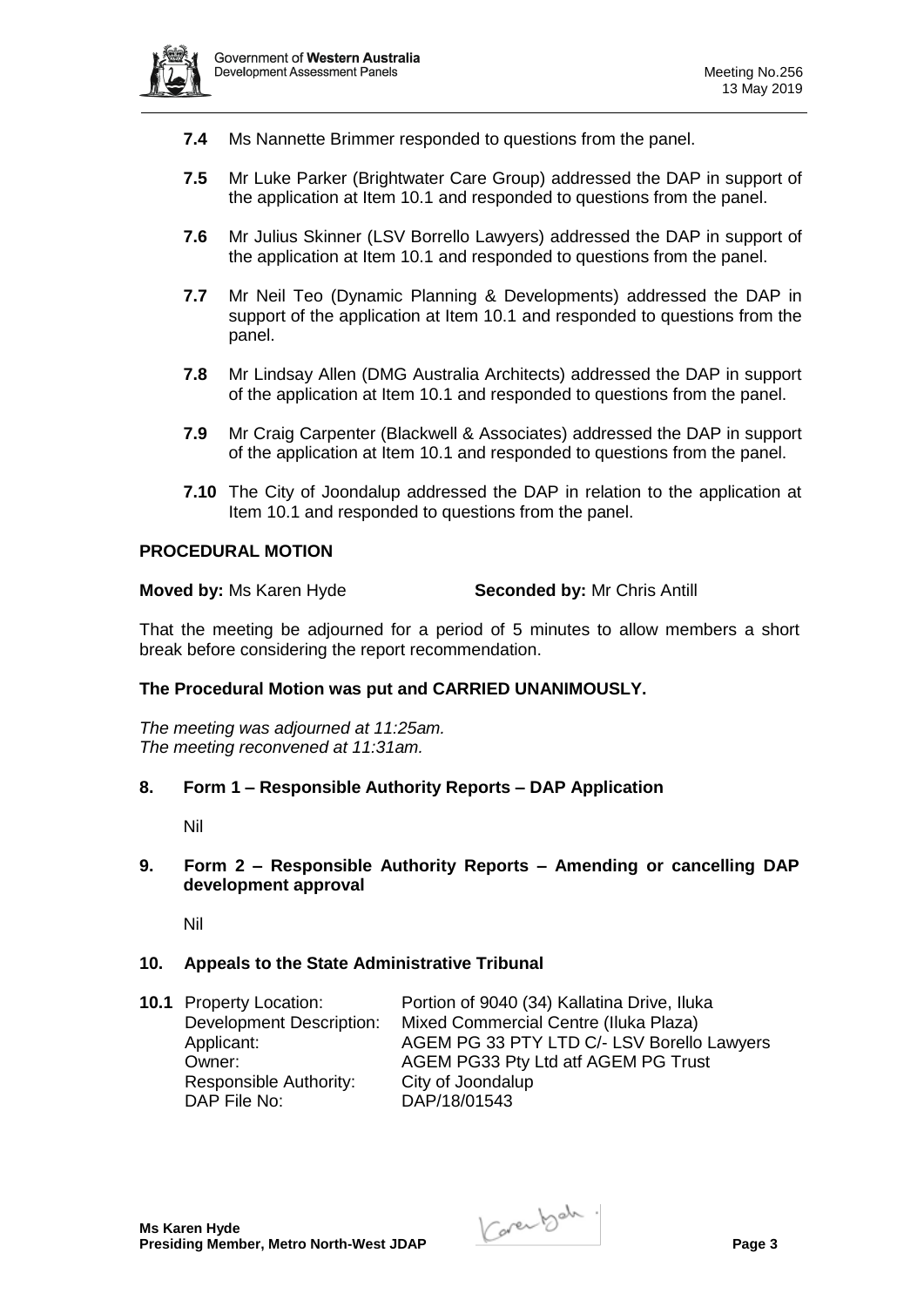**7.4** Ms Nannette Brimmer responded to questions from the panel.

**7.5** Mr Luke Parker (Brightwater Care Group) addressed the DAP in support of the application at Item 10.1 and responded to questions from the panel.

**7.6** Mr Julius Skinner (LSV Borrello Lawyers) addressed the DAP in support of the application at Item 10.1 and responded to questions from the panel.

**7.7** Mr Neil Teo (Dynamic Planning & Developments) addressed the DAP in support of the application at Item 10.1 and responded to questions from the panel.

**7.8** Mr Lindsay Allen (DMG Australia Architects) addressed the DAP in support of the application at Item 10.1 and responded to questions from the panel.

**7.9** Mr Craig Carpenter (Blackwell & Associates) addressed the DAP in support of the application at Item 10.1 and responded to questions from the panel.

**7.10** The City of Joondalup addressed the DAP in relation to the application at Item 10.1 and responded to questions from the panel.

**PROCEDURAL MOTION**

**Moved by:** Ms Karen Hyde **Seconded by:** Mr Chris Antill

That the meeting be adjourned for a period of 5 minutes to allow members a short break before considering the report recommendation.

**The Procedural Motion was put and CARRIED UNANIMOUSLY.**

*The meeting was adjourned at 11:25am.*
*The meeting reconvened at 11:31am.*

## 8. Form 1 – Responsible Authority Reports – DAP Application

Nil

## 9. Form 2 – Responsible Authority Reports – Amending or cancelling DAP development approval

Nil

## 10. Appeals to the State Administrative Tribunal

**10.1** Property Location: Portion of 9040 (34) Kallatina Drive, Iluka
Development Description: Mixed Commercial Centre (Iluka Plaza)
Applicant: AGEM PG 33 PTY LTD C/- LSV Borello Lawyers
Owner: AGEM PG33 Pty Ltd atf AGEM PG Trust
Responsible Authority: City of Joondalup
DAP File No: DAP/18/01543

**Ms Karen Hyde**
**Presiding Member, Metro North-West JDAP**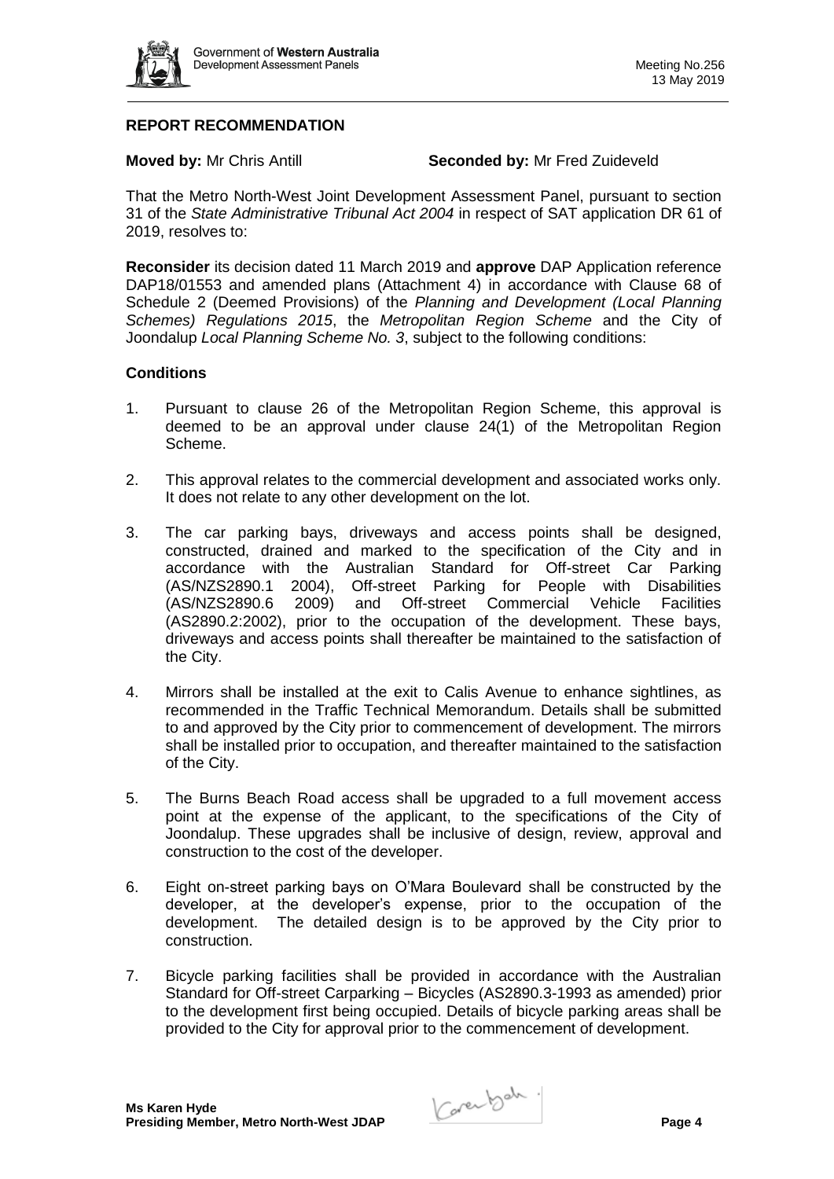**REPORT RECOMMENDATION**

**Moved by:** Mr Chris Antill **Seconded by:** Mr Fred Zuideveld

That the Metro North-West Joint Development Assessment Panel, pursuant to section 31 of the *State Administrative Tribunal Act 2004* in respect of SAT application DR 61 of 2019, resolves to:

**Reconsider** its decision dated 11 March 2019 and **approve** DAP Application reference DAP18/01553 and amended plans (Attachment 4) in accordance with Clause 68 of Schedule 2 (Deemed Provisions) of the *Planning and Development (Local Planning Schemes) Regulations 2015*, the *Metropolitan Region Scheme* and the City of Joondalup *Local Planning Scheme No. 3*, subject to the following conditions:

**Conditions**

1. Pursuant to clause 26 of the Metropolitan Region Scheme, this approval is deemed to be an approval under clause 24(1) of the Metropolitan Region Scheme.

2. This approval relates to the commercial development and associated works only. It does not relate to any other development on the lot.

3. The car parking bays, driveways and access points shall be designed, constructed, drained and marked to the specification of the City and in accordance with the Australian Standard for Off-street Car Parking (AS/NZS2890.1 2004), Off-street Parking for People with Disabilities (AS/NZS2890.6 2009) and Off-street Commercial Vehicle Facilities (AS2890.2:2002), prior to the occupation of the development. These bays, driveways and access points shall thereafter be maintained to the satisfaction of the City.

4. Mirrors shall be installed at the exit to Calis Avenue to enhance sightlines, as recommended in the Traffic Technical Memorandum. Details shall be submitted to and approved by the City prior to commencement of development. The mirrors shall be installed prior to occupation, and thereafter maintained to the satisfaction of the City.

5. The Burns Beach Road access shall be upgraded to a full movement access point at the expense of the applicant, to the specifications of the City of Joondalup. These upgrades shall be inclusive of design, review, approval and construction to the cost of the developer.

6. Eight on-street parking bays on O'Mara Boulevard shall be constructed by the developer, at the developer's expense, prior to the occupation of the development. The detailed design is to be approved by the City prior to construction.

7. Bicycle parking facilities shall be provided in accordance with the Australian Standard for Off-street Carparking – Bicycles (AS2890.3-1993 as amended) prior to the development first being occupied. Details of bicycle parking areas shall be provided to the City for approval prior to the commencement of development.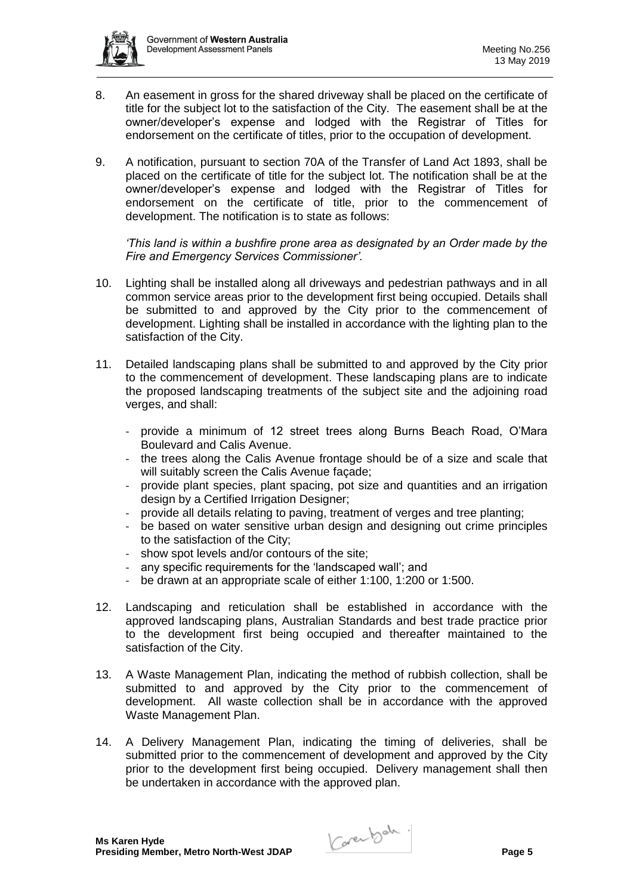8. An easement in gross for the shared driveway shall be placed on the certificate of title for the subject lot to the satisfaction of the City. The easement shall be at the owner/developer's expense and lodged with the Registrar of Titles for endorsement on the certificate of titles, prior to the occupation of development.

9. A notification, pursuant to section 70A of the Transfer of Land Act 1893, shall be placed on the certificate of title for the subject lot. The notification shall be at the owner/developer's expense and lodged with the Registrar of Titles for endorsement on the certificate of title, prior to the commencement of development. The notification is to state as follows:

   *'This land is within a bushfire prone area as designated by an Order made by the Fire and Emergency Services Commissioner'.*

10. Lighting shall be installed along all driveways and pedestrian pathways and in all common service areas prior to the development first being occupied. Details shall be submitted to and approved by the City prior to the commencement of development. Lighting shall be installed in accordance with the lighting plan to the satisfaction of the City.

11. Detailed landscaping plans shall be submitted to and approved by the City prior to the commencement of development. These landscaping plans are to indicate the proposed landscaping treatments of the subject site and the adjoining road verges, and shall:

    - provide a minimum of 12 street trees along Burns Beach Road, O'Mara Boulevard and Calis Avenue.
    - the trees along the Calis Avenue frontage should be of a size and scale that will suitably screen the Calis Avenue façade;
    - provide plant species, plant spacing, pot size and quantities and an irrigation design by a Certified Irrigation Designer;
    - provide all details relating to paving, treatment of verges and tree planting;
    - be based on water sensitive urban design and designing out crime principles to the satisfaction of the City;
    - show spot levels and/or contours of the site;
    - any specific requirements for the 'landscaped wall'; and
    - be drawn at an appropriate scale of either 1:100, 1:200 or 1:500.

12. Landscaping and reticulation shall be established in accordance with the approved landscaping plans, Australian Standards and best trade practice prior to the development first being occupied and thereafter maintained to the satisfaction of the City.

13. A Waste Management Plan, indicating the method of rubbish collection, shall be submitted to and approved by the City prior to the commencement of development. All waste collection shall be in accordance with the approved Waste Management Plan.

14. A Delivery Management Plan, indicating the timing of deliveries, shall be submitted prior to the commencement of development and approved by the City prior to the development first being occupied. Delivery management shall then be undertaken in accordance with the approved plan.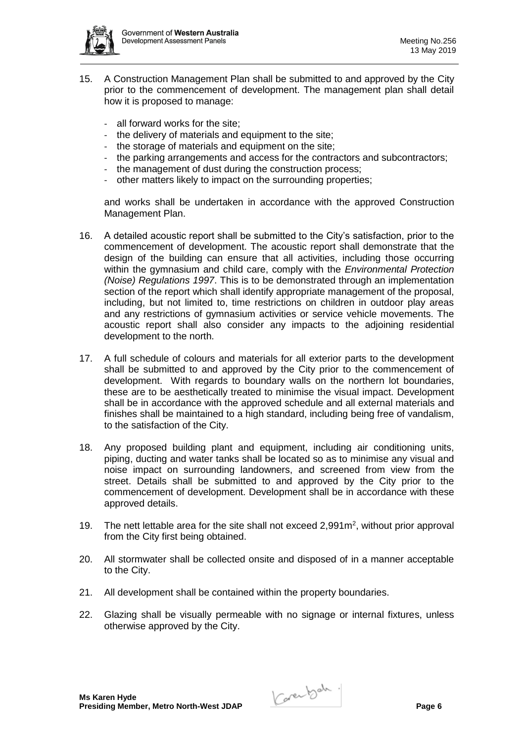15. A Construction Management Plan shall be submitted to and approved by the City prior to the commencement of development. The management plan shall detail how it is proposed to manage:

    - all forward works for the site;
    - the delivery of materials and equipment to the site;
    - the storage of materials and equipment on the site;
    - the parking arrangements and access for the contractors and subcontractors;
    - the management of dust during the construction process;
    - other matters likely to impact on the surrounding properties;

    and works shall be undertaken in accordance with the approved Construction Management Plan.

16. A detailed acoustic report shall be submitted to the City's satisfaction, prior to the commencement of development. The acoustic report shall demonstrate that the design of the building can ensure that all activities, including those occurring within the gymnasium and child care, comply with the *Environmental Protection (Noise) Regulations 1997*. This is to be demonstrated through an implementation section of the report which shall identify appropriate management of the proposal, including, but not limited to, time restrictions on children in outdoor play areas and any restrictions of gymnasium activities or service vehicle movements. The acoustic report shall also consider any impacts to the adjoining residential development to the north.

17. A full schedule of colours and materials for all exterior parts to the development shall be submitted to and approved by the City prior to the commencement of development. With regards to boundary walls on the northern lot boundaries, these are to be aesthetically treated to minimise the visual impact. Development shall be in accordance with the approved schedule and all external materials and finishes shall be maintained to a high standard, including being free of vandalism, to the satisfaction of the City.

18. Any proposed building plant and equipment, including air conditioning units, piping, ducting and water tanks shall be located so as to minimise any visual and noise impact on surrounding landowners, and screened from view from the street. Details shall be submitted to and approved by the City prior to the commencement of development. Development shall be in accordance with these approved details.

19. The nett lettable area for the site shall not exceed 2,991m$^2$, without prior approval from the City first being obtained.

20. All stormwater shall be collected onsite and disposed of in a manner acceptable to the City.

21. All development shall be contained within the property boundaries.

22. Glazing shall be visually permeable with no signage or internal fixtures, unless otherwise approved by the City.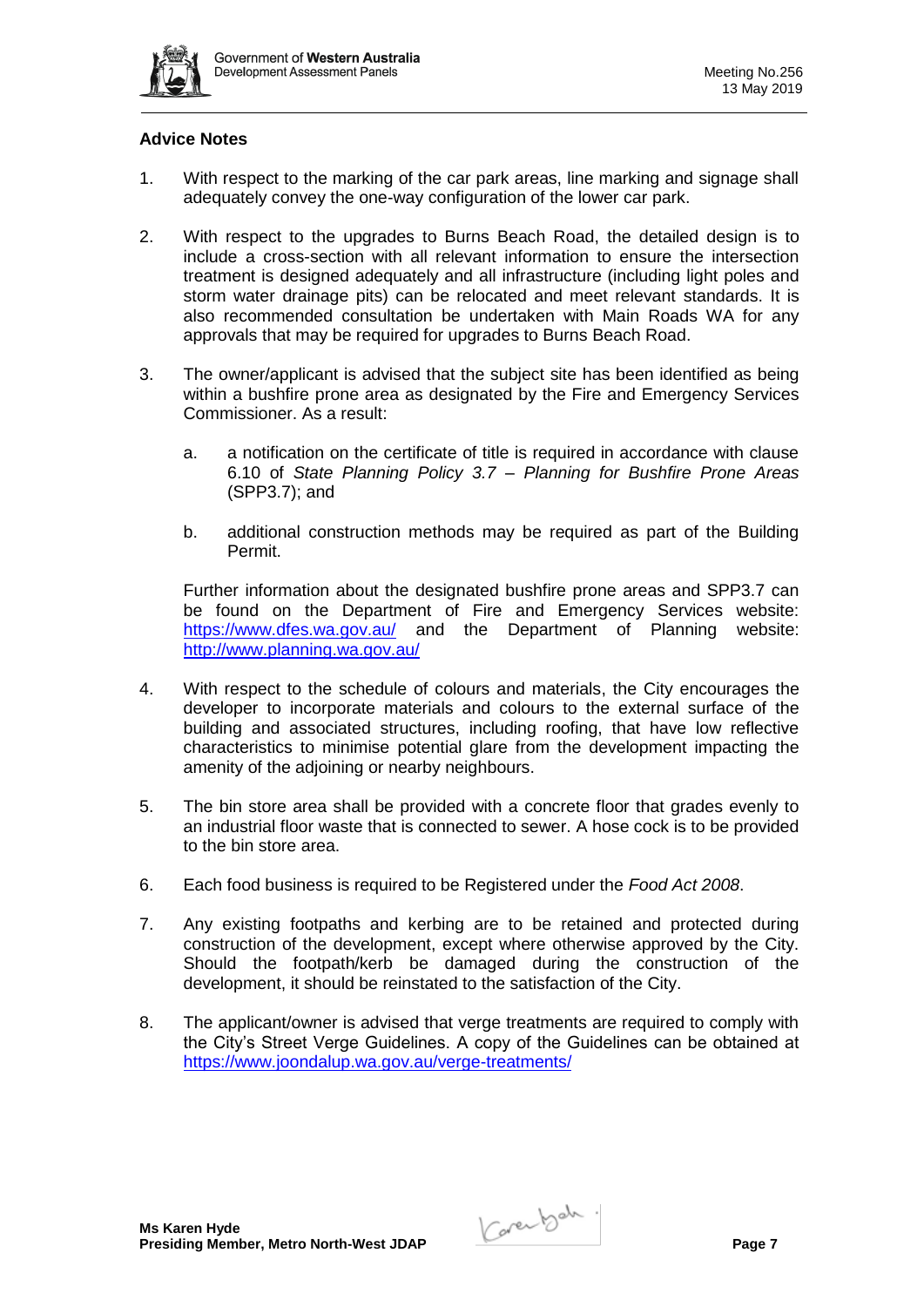**Advice Notes**

1. With respect to the marking of the car park areas, line marking and signage shall adequately convey the one-way configuration of the lower car park.

2. With respect to the upgrades to Burns Beach Road, the detailed design is to include a cross-section with all relevant information to ensure the intersection treatment is designed adequately and all infrastructure (including light poles and storm water drainage pits) can be relocated and meet relevant standards. It is also recommended consultation be undertaken with Main Roads WA for any approvals that may be required for upgrades to Burns Beach Road.

3. The owner/applicant is advised that the subject site has been identified as being within a bushfire prone area as designated by the Fire and Emergency Services Commissioner. As a result:

   a. a notification on the certificate of title is required in accordance with clause 6.10 of *State Planning Policy 3.7 – Planning for Bushfire Prone Areas* (SPP3.7); and

   b. additional construction methods may be required as part of the Building Permit.

   Further information about the designated bushfire prone areas and SPP3.7 can be found on the Department of Fire and Emergency Services website: https://www.dfes.wa.gov.au/ and the Department of Planning website: http://www.planning.wa.gov.au/

4. With respect to the schedule of colours and materials, the City encourages the developer to incorporate materials and colours to the external surface of the building and associated structures, including roofing, that have low reflective characteristics to minimise potential glare from the development impacting the amenity of the adjoining or nearby neighbours.

5. The bin store area shall be provided with a concrete floor that grades evenly to an industrial floor waste that is connected to sewer. A hose cock is to be provided to the bin store area.

6. Each food business is required to be Registered under the *Food Act 2008*.

7. Any existing footpaths and kerbing are to be retained and protected during construction of the development, except where otherwise approved by the City. Should the footpath/kerb be damaged during the construction of the development, it should be reinstated to the satisfaction of the City.

8. The applicant/owner is advised that verge treatments are required to comply with the City's Street Verge Guidelines. A copy of the Guidelines can be obtained at https://www.joondalup.wa.gov.au/verge-treatments/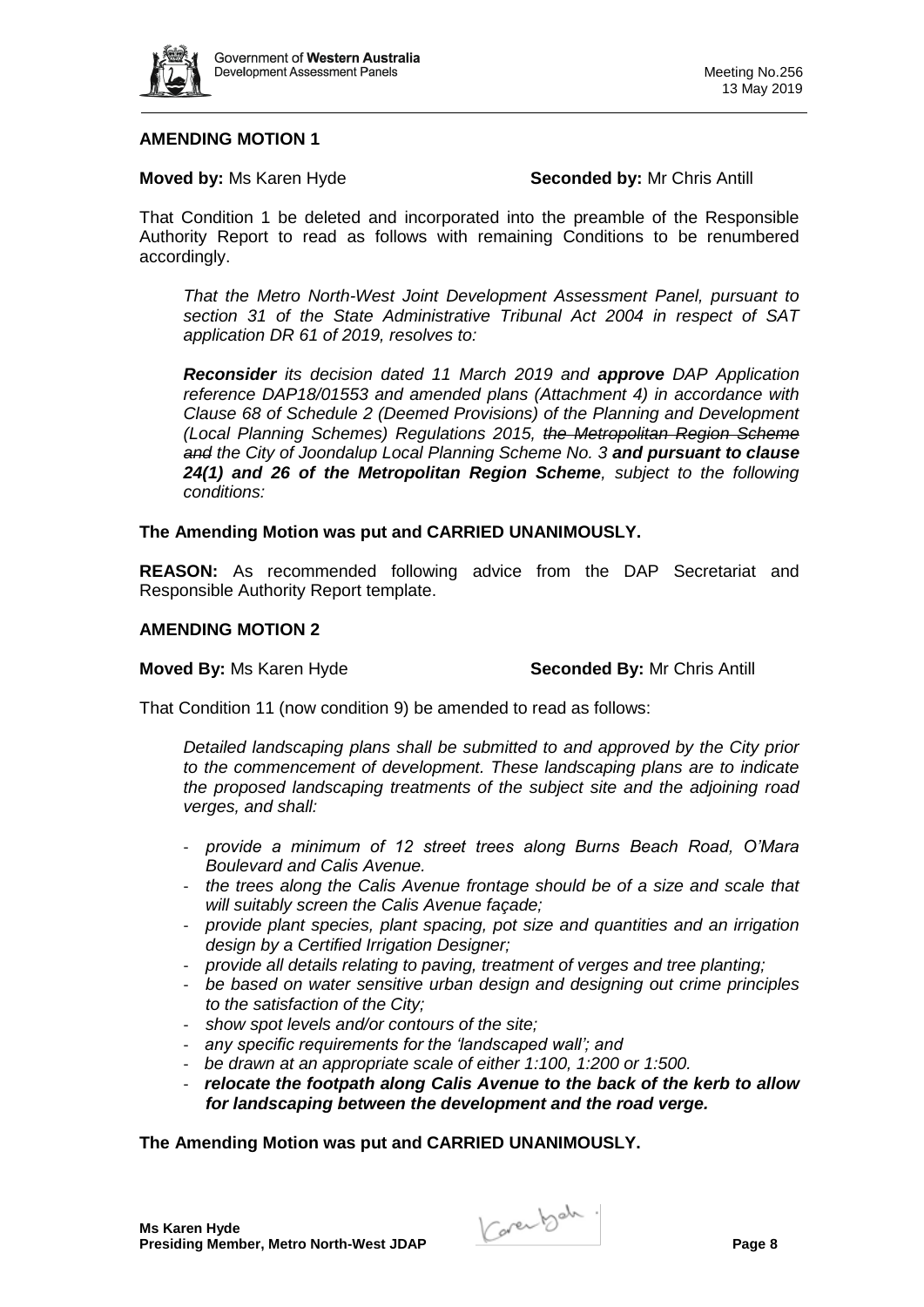## AMENDING MOTION 1

**Moved by:** Ms Karen Hyde **Seconded by:** Mr Chris Antill

That Condition 1 be deleted and incorporated into the preamble of the Responsible Authority Report to read as follows with remaining Conditions to be renumbered accordingly.

> *That the Metro North-West Joint Development Assessment Panel, pursuant to section 31 of the State Administrative Tribunal Act 2004 in respect of SAT application DR 61 of 2019, resolves to:*
>
> ***Reconsider** its decision dated 11 March 2019 and **approve** DAP Application reference DAP18/01553 and amended plans (Attachment 4) in accordance with Clause 68 of Schedule 2 (Deemed Provisions) of the Planning and Development (Local Planning Schemes) Regulations 2015, ~~the Metropolitan Region Scheme and~~ the City of Joondalup Local Planning Scheme No. 3 **and pursuant to clause 24(1) and 26 of the Metropolitan Region Scheme**, subject to the following conditions:*

**The Amending Motion was put and CARRIED UNANIMOUSLY.**

**REASON:** As recommended following advice from the DAP Secretariat and Responsible Authority Report template.

## AMENDING MOTION 2

**Moved By:** Ms Karen Hyde **Seconded By:** Mr Chris Antill

That Condition 11 (now condition 9) be amended to read as follows:

> *Detailed landscaping plans shall be submitted to and approved by the City prior to the commencement of development. These landscaping plans are to indicate the proposed landscaping treatments of the subject site and the adjoining road verges, and shall:*
>
> - *provide a minimum of 12 street trees along Burns Beach Road, O'Mara Boulevard and Calis Avenue.*
> - *the trees along the Calis Avenue frontage should be of a size and scale that will suitably screen the Calis Avenue façade;*
> - *provide plant species, plant spacing, pot size and quantities and an irrigation design by a Certified Irrigation Designer;*
> - *provide all details relating to paving, treatment of verges and tree planting;*
> - *be based on water sensitive urban design and designing out crime principles to the satisfaction of the City;*
> - *show spot levels and/or contours of the site;*
> - *any specific requirements for the 'landscaped wall'; and*
> - *be drawn at an appropriate scale of either 1:100, 1:200 or 1:500.*
> - ***relocate the footpath along Calis Avenue to the back of the kerb to allow for landscaping between the development and the road verge.***

**The Amending Motion was put and CARRIED UNANIMOUSLY.**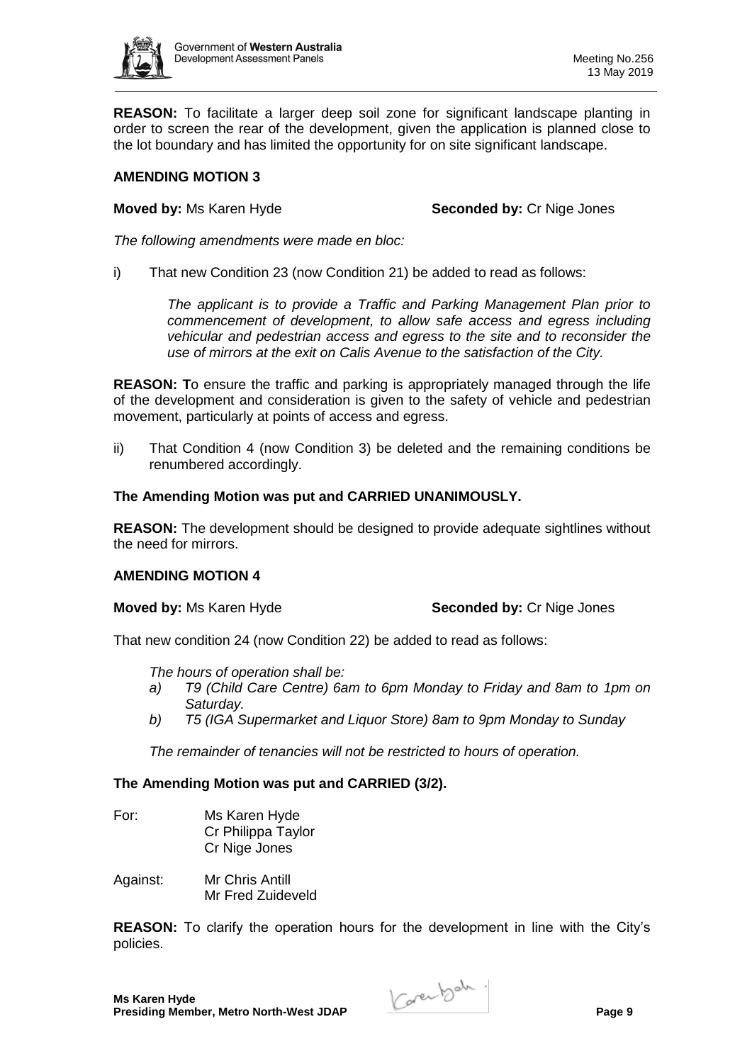**REASON:** To facilitate a larger deep soil zone for significant landscape planting in order to screen the rear of the development, given the application is planned close to the lot boundary and has limited the opportunity for on site significant landscape.

**AMENDING MOTION 3**

**Moved by:** Ms Karen Hyde **Seconded by:** Cr Nige Jones

*The following amendments were made en bloc:*

i) That new Condition 23 (now Condition 21) be added to read as follows:

> *The applicant is to provide a Traffic and Parking Management Plan prior to commencement of development, to allow safe access and egress including vehicular and pedestrian access and egress to the site and to reconsider the use of mirrors at the exit on Calis Avenue to the satisfaction of the City.*

**REASON: T**o ensure the traffic and parking is appropriately managed through the life of the development and consideration is given to the safety of vehicle and pedestrian movement, particularly at points of access and egress.

ii) That Condition 4 (now Condition 3) be deleted and the remaining conditions be renumbered accordingly.

**The Amending Motion was put and CARRIED UNANIMOUSLY.**

**REASON:** The development should be designed to provide adequate sightlines without the need for mirrors.

**AMENDING MOTION 4**

**Moved by:** Ms Karen Hyde **Seconded by:** Cr Nige Jones

That new condition 24 (now Condition 22) be added to read as follows:

> *The hours of operation shall be:*
> *a) T9 (Child Care Centre) 6am to 6pm Monday to Friday and 8am to 1pm on Saturday.*
> *b) T5 (IGA Supermarket and Liquor Store) 8am to 9pm Monday to Sunday*
>
> *The remainder of tenancies will not be restricted to hours of operation.*

**The Amending Motion was put and CARRIED (3/2).**

For: Ms Karen Hyde
Cr Philippa Taylor
Cr Nige Jones

Against: Mr Chris Antill
Mr Fred Zuideveld

**REASON:** To clarify the operation hours for the development in line with the City's policies.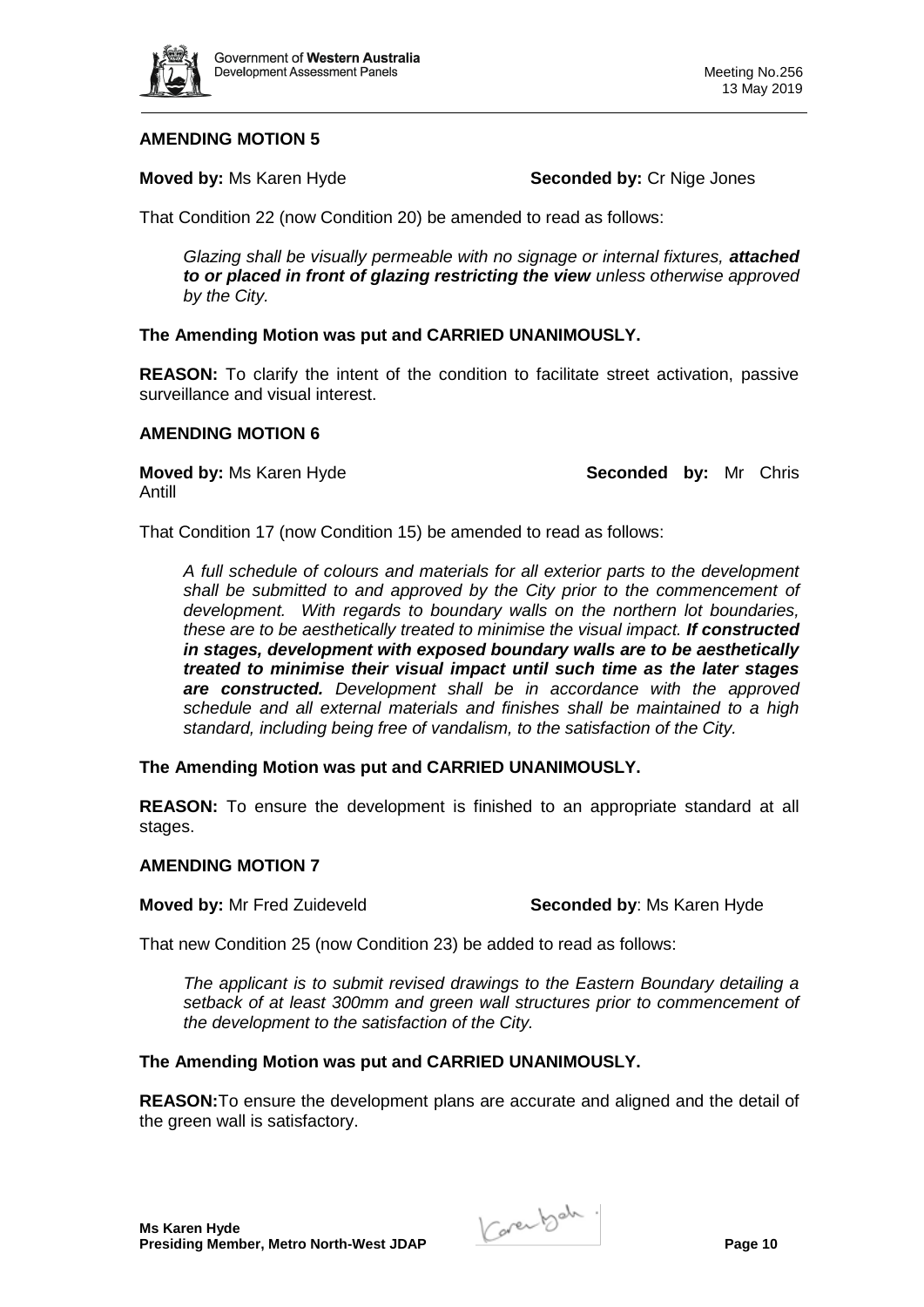**AMENDING MOTION 5**

**Moved by:** Ms Karen Hyde **Seconded by:** Cr Nige Jones

That Condition 22 (now Condition 20) be amended to read as follows:

*Glazing shall be visually permeable with no signage or internal fixtures, **attached to or placed in front of glazing restricting the view** unless otherwise approved by the City.*

**The Amending Motion was put and CARRIED UNANIMOUSLY.**

**REASON:** To clarify the intent of the condition to facilitate street activation, passive surveillance and visual interest.

**AMENDING MOTION 6**

**Moved by:** Ms Karen Hyde **Seconded by:** Mr Chris Antill

That Condition 17 (now Condition 15) be amended to read as follows:

*A full schedule of colours and materials for all exterior parts to the development shall be submitted to and approved by the City prior to the commencement of development. With regards to boundary walls on the northern lot boundaries, these are to be aesthetically treated to minimise the visual impact. **If constructed in stages, development with exposed boundary walls are to be aesthetically treated to minimise their visual impact until such time as the later stages are constructed.** Development shall be in accordance with the approved schedule and all external materials and finishes shall be maintained to a high standard, including being free of vandalism, to the satisfaction of the City.*

**The Amending Motion was put and CARRIED UNANIMOUSLY.**

**REASON:** To ensure the development is finished to an appropriate standard at all stages.

**AMENDING MOTION 7**

**Moved by:** Mr Fred Zuideveld **Seconded by**: Ms Karen Hyde

That new Condition 25 (now Condition 23) be added to read as follows:

*The applicant is to submit revised drawings to the Eastern Boundary detailing a setback of at least 300mm and green wall structures prior to commencement of the development to the satisfaction of the City.*

**The Amending Motion was put and CARRIED UNANIMOUSLY.**

**REASON:** To ensure the development plans are accurate and aligned and the detail of the green wall is satisfactory.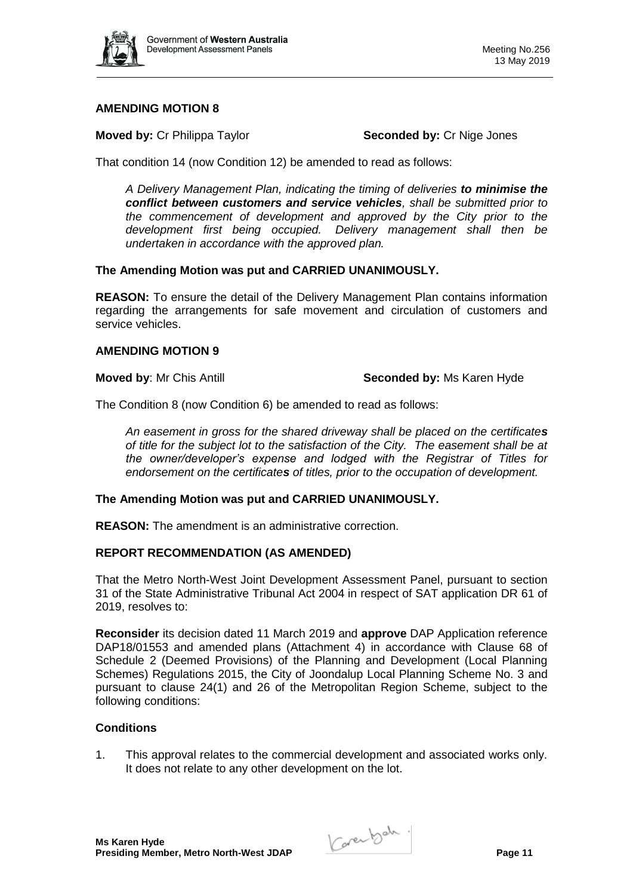## AMENDING MOTION 8

**Moved by:** Cr Philippa Taylor **Seconded by:** Cr Nige Jones

That condition 14 (now Condition 12) be amended to read as follows:

> *A Delivery Management Plan, indicating the timing of deliveries **to minimise the conflict between customers and service vehicles**, shall be submitted prior to the commencement of development and approved by the City prior to the development first being occupied. Delivery management shall then be undertaken in accordance with the approved plan.*

**The Amending Motion was put and CARRIED UNANIMOUSLY.**

**REASON:** To ensure the detail of the Delivery Management Plan contains information regarding the arrangements for safe movement and circulation of customers and service vehicles.

## AMENDING MOTION 9

**Moved by**: Mr Chis Antill **Seconded by:** Ms Karen Hyde

The Condition 8 (now Condition 6) be amended to read as follows:

> *An easement in gross for the shared driveway shall be placed on the certificate**s** of title for the subject lot to the satisfaction of the City. The easement shall be at the owner/developer's expense and lodged with the Registrar of Titles for endorsement on the certificate**s** of titles, prior to the occupation of development.*

**The Amending Motion was put and CARRIED UNANIMOUSLY.**

**REASON:** The amendment is an administrative correction.

## REPORT RECOMMENDATION (AS AMENDED)

That the Metro North-West Joint Development Assessment Panel, pursuant to section 31 of the State Administrative Tribunal Act 2004 in respect of SAT application DR 61 of 2019, resolves to:

**Reconsider** its decision dated 11 March 2019 and **approve** DAP Application reference DAP18/01553 and amended plans (Attachment 4) in accordance with Clause 68 of Schedule 2 (Deemed Provisions) of the Planning and Development (Local Planning Schemes) Regulations 2015, the City of Joondalup Local Planning Scheme No. 3 and pursuant to clause 24(1) and 26 of the Metropolitan Region Scheme, subject to the following conditions:

### Conditions

1. This approval relates to the commercial development and associated works only. It does not relate to any other development on the lot.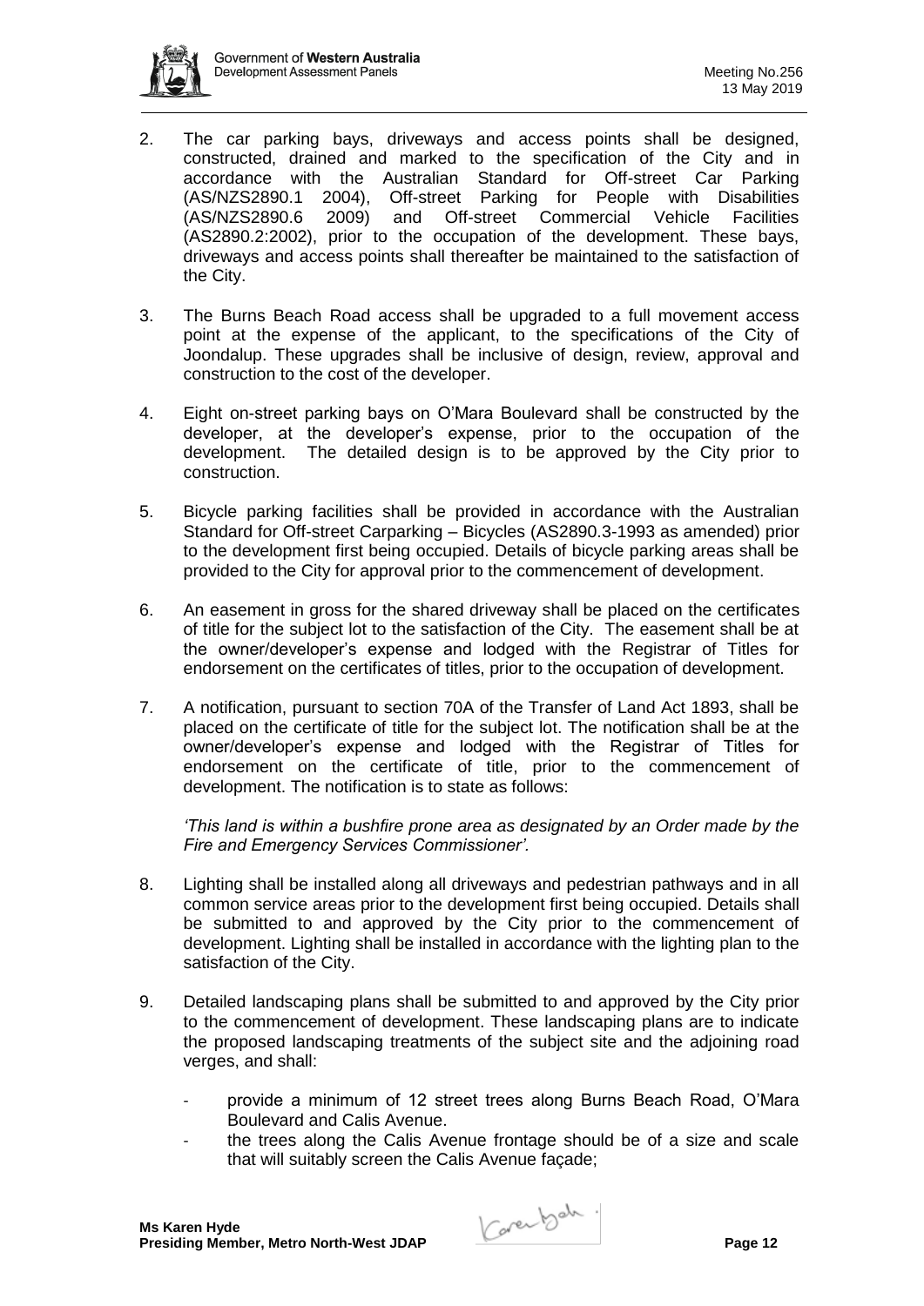2. The car parking bays, driveways and access points shall be designed, constructed, drained and marked to the specification of the City and in accordance with the Australian Standard for Off-street Car Parking (AS/NZS2890.1 2004), Off-street Parking for People with Disabilities (AS/NZS2890.6 2009) and Off-street Commercial Vehicle Facilities (AS2890.2:2002), prior to the occupation of the development. These bays, driveways and access points shall thereafter be maintained to the satisfaction of the City.

3. The Burns Beach Road access shall be upgraded to a full movement access point at the expense of the applicant, to the specifications of the City of Joondalup. These upgrades shall be inclusive of design, review, approval and construction to the cost of the developer.

4. Eight on-street parking bays on O'Mara Boulevard shall be constructed by the developer, at the developer's expense, prior to the occupation of the development. The detailed design is to be approved by the City prior to construction.

5. Bicycle parking facilities shall be provided in accordance with the Australian Standard for Off-street Carparking – Bicycles (AS2890.3-1993 as amended) prior to the development first being occupied. Details of bicycle parking areas shall be provided to the City for approval prior to the commencement of development.

6. An easement in gross for the shared driveway shall be placed on the certificates of title for the subject lot to the satisfaction of the City. The easement shall be at the owner/developer's expense and lodged with the Registrar of Titles for endorsement on the certificates of titles, prior to the occupation of development.

7. A notification, pursuant to section 70A of the Transfer of Land Act 1893, shall be placed on the certificate of title for the subject lot. The notification shall be at the owner/developer's expense and lodged with the Registrar of Titles for endorsement on the certificate of title, prior to the commencement of development. The notification is to state as follows:

   *'This land is within a bushfire prone area as designated by an Order made by the Fire and Emergency Services Commissioner'.*

8. Lighting shall be installed along all driveways and pedestrian pathways and in all common service areas prior to the development first being occupied. Details shall be submitted to and approved by the City prior to the commencement of development. Lighting shall be installed in accordance with the lighting plan to the satisfaction of the City.

9. Detailed landscaping plans shall be submitted to and approved by the City prior to the commencement of development. These landscaping plans are to indicate the proposed landscaping treatments of the subject site and the adjoining road verges, and shall:

   - provide a minimum of 12 street trees along Burns Beach Road, O'Mara Boulevard and Calis Avenue.
   - the trees along the Calis Avenue frontage should be of a size and scale that will suitably screen the Calis Avenue façade;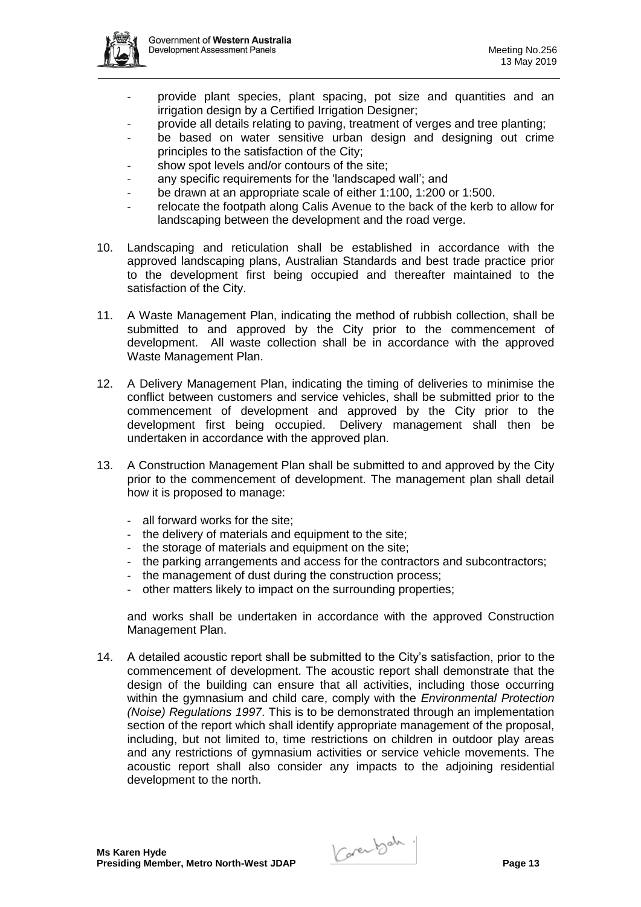- provide plant species, plant spacing, pot size and quantities and an irrigation design by a Certified Irrigation Designer;
- provide all details relating to paving, treatment of verges and tree planting;
- be based on water sensitive urban design and designing out crime principles to the satisfaction of the City;
- show spot levels and/or contours of the site;
- any specific requirements for the 'landscaped wall'; and
- be drawn at an appropriate scale of either 1:100, 1:200 or 1:500.
- relocate the footpath along Calis Avenue to the back of the kerb to allow for landscaping between the development and the road verge.

10. Landscaping and reticulation shall be established in accordance with the approved landscaping plans, Australian Standards and best trade practice prior to the development first being occupied and thereafter maintained to the satisfaction of the City.

11. A Waste Management Plan, indicating the method of rubbish collection, shall be submitted to and approved by the City prior to the commencement of development. All waste collection shall be in accordance with the approved Waste Management Plan.

12. A Delivery Management Plan, indicating the timing of deliveries to minimise the conflict between customers and service vehicles, shall be submitted prior to the commencement of development and approved by the City prior to the development first being occupied. Delivery management shall then be undertaken in accordance with the approved plan.

13. A Construction Management Plan shall be submitted to and approved by the City prior to the commencement of development. The management plan shall detail how it is proposed to manage:

    - all forward works for the site;
    - the delivery of materials and equipment to the site;
    - the storage of materials and equipment on the site;
    - the parking arrangements and access for the contractors and subcontractors;
    - the management of dust during the construction process;
    - other matters likely to impact on the surrounding properties;

    and works shall be undertaken in accordance with the approved Construction Management Plan.

14. A detailed acoustic report shall be submitted to the City's satisfaction, prior to the commencement of development. The acoustic report shall demonstrate that the design of the building can ensure that all activities, including those occurring within the gymnasium and child care, comply with the *Environmental Protection (Noise) Regulations 1997*. This is to be demonstrated through an implementation section of the report which shall identify appropriate management of the proposal, including, but not limited to, time restrictions on children in outdoor play areas and any restrictions of gymnasium activities or service vehicle movements. The acoustic report shall also consider any impacts to the adjoining residential development to the north.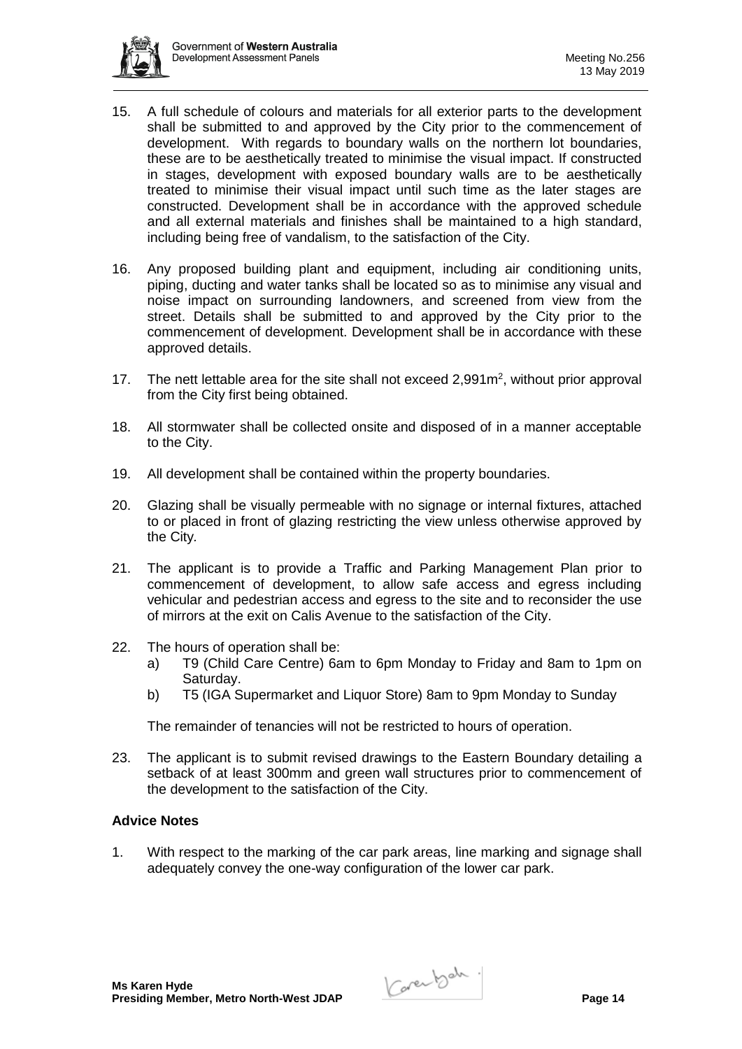15. A full schedule of colours and materials for all exterior parts to the development shall be submitted to and approved by the City prior to the commencement of development. With regards to boundary walls on the northern lot boundaries, these are to be aesthetically treated to minimise the visual impact. If constructed in stages, development with exposed boundary walls are to be aesthetically treated to minimise their visual impact until such time as the later stages are constructed. Development shall be in accordance with the approved schedule and all external materials and finishes shall be maintained to a high standard, including being free of vandalism, to the satisfaction of the City.

16. Any proposed building plant and equipment, including air conditioning units, piping, ducting and water tanks shall be located so as to minimise any visual and noise impact on surrounding landowners, and screened from view from the street. Details shall be submitted to and approved by the City prior to the commencement of development. Development shall be in accordance with these approved details.

17. The nett lettable area for the site shall not exceed 2,991m$^2$, without prior approval from the City first being obtained.

18. All stormwater shall be collected onsite and disposed of in a manner acceptable to the City.

19. All development shall be contained within the property boundaries.

20. Glazing shall be visually permeable with no signage or internal fixtures, attached to or placed in front of glazing restricting the view unless otherwise approved by the City.

21. The applicant is to provide a Traffic and Parking Management Plan prior to commencement of development, to allow safe access and egress including vehicular and pedestrian access and egress to the site and to reconsider the use of mirrors at the exit on Calis Avenue to the satisfaction of the City.

22. The hours of operation shall be:
    a) T9 (Child Care Centre) 6am to 6pm Monday to Friday and 8am to 1pm on Saturday.
    b) T5 (IGA Supermarket and Liquor Store) 8am to 9pm Monday to Sunday

    The remainder of tenancies will not be restricted to hours of operation.

23. The applicant is to submit revised drawings to the Eastern Boundary detailing a setback of at least 300mm and green wall structures prior to commencement of the development to the satisfaction of the City.

**Advice Notes**

1. With respect to the marking of the car park areas, line marking and signage shall adequately convey the one-way configuration of the lower car park.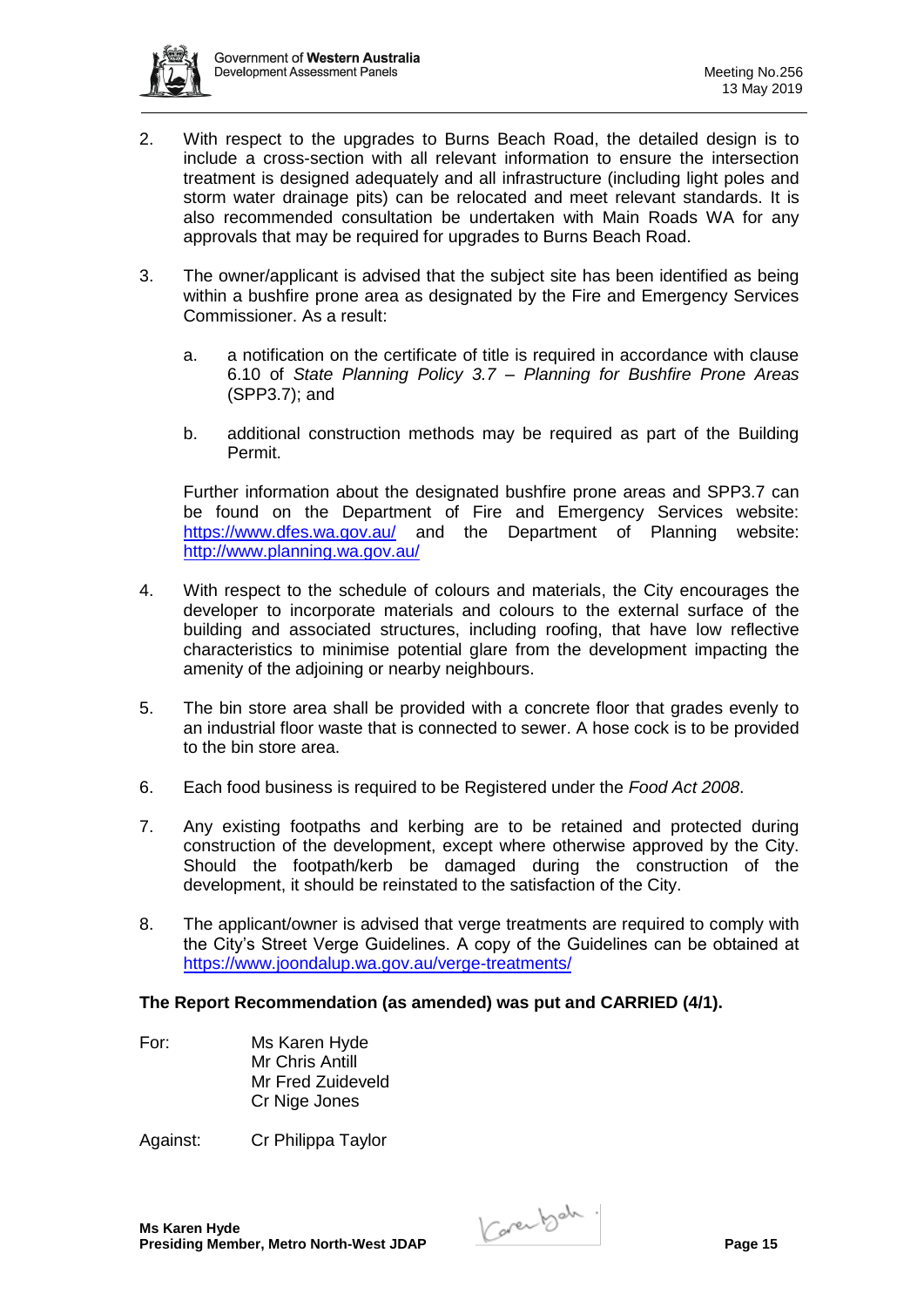2. With respect to the upgrades to Burns Beach Road, the detailed design is to include a cross-section with all relevant information to ensure the intersection treatment is designed adequately and all infrastructure (including light poles and storm water drainage pits) can be relocated and meet relevant standards. It is also recommended consultation be undertaken with Main Roads WA for any approvals that may be required for upgrades to Burns Beach Road.

3. The owner/applicant is advised that the subject site has been identified as being within a bushfire prone area as designated by the Fire and Emergency Services Commissioner. As a result:

   a. a notification on the certificate of title is required in accordance with clause 6.10 of *State Planning Policy 3.7 – Planning for Bushfire Prone Areas* (SPP3.7); and

   b. additional construction methods may be required as part of the Building Permit.

   Further information about the designated bushfire prone areas and SPP3.7 can be found on the Department of Fire and Emergency Services website: https://www.dfes.wa.gov.au/ and the Department of Planning website: http://www.planning.wa.gov.au/

4. With respect to the schedule of colours and materials, the City encourages the developer to incorporate materials and colours to the external surface of the building and associated structures, including roofing, that have low reflective characteristics to minimise potential glare from the development impacting the amenity of the adjoining or nearby neighbours.

5. The bin store area shall be provided with a concrete floor that grades evenly to an industrial floor waste that is connected to sewer. A hose cock is to be provided to the bin store area.

6. Each food business is required to be Registered under the *Food Act 2008*.

7. Any existing footpaths and kerbing are to be retained and protected during construction of the development, except where otherwise approved by the City. Should the footpath/kerb be damaged during the construction of the development, it should be reinstated to the satisfaction of the City.

8. The applicant/owner is advised that verge treatments are required to comply with the City's Street Verge Guidelines. A copy of the Guidelines can be obtained at https://www.joondalup.wa.gov.au/verge-treatments/

**The Report Recommendation (as amended) was put and CARRIED (4/1).**

For: Ms Karen Hyde
Mr Chris Antill
Mr Fred Zuideveld
Cr Nige Jones

Against: Cr Philippa Taylor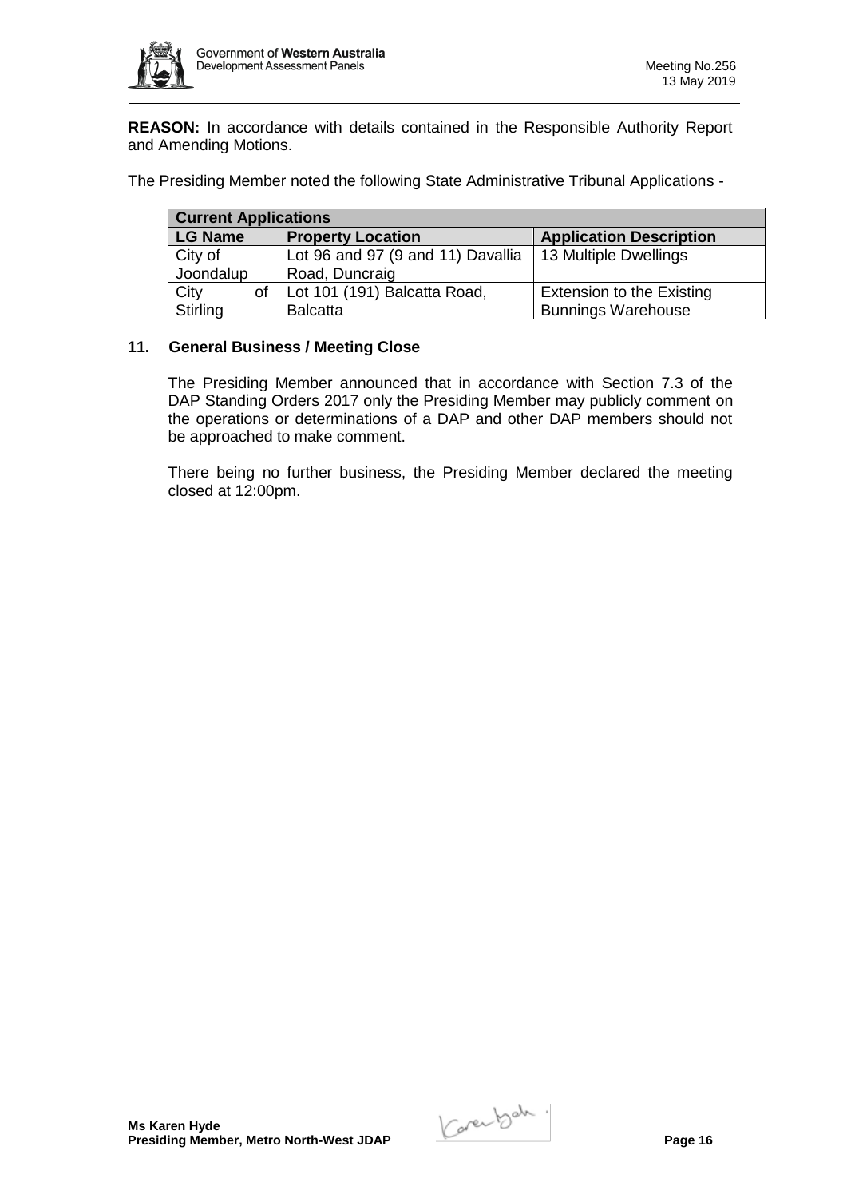**REASON:** In accordance with details contained in the Responsible Authority Report and Amending Motions.

The Presiding Member noted the following State Administrative Tribunal Applications -

| **Current Applications** | | |
|---|---|---|
| **LG Name** | **Property Location** | **Application Description** |
| City of Joondalup | Lot 96 and 97 (9 and 11) Davallia Road, Duncraig | 13 Multiple Dwellings |
| City of Stirling | Lot 101 (191) Balcatta Road, Balcatta | Extension to the Existing Bunnings Warehouse |

## 11. General Business / Meeting Close

The Presiding Member announced that in accordance with Section 7.3 of the DAP Standing Orders 2017 only the Presiding Member may publicly comment on the operations or determinations of a DAP and other DAP members should not be approached to make comment.

There being no further business, the Presiding Member declared the meeting closed at 12:00pm.

**Ms Karen Hyde**
**Presiding Member, Metro North-West JDAP**